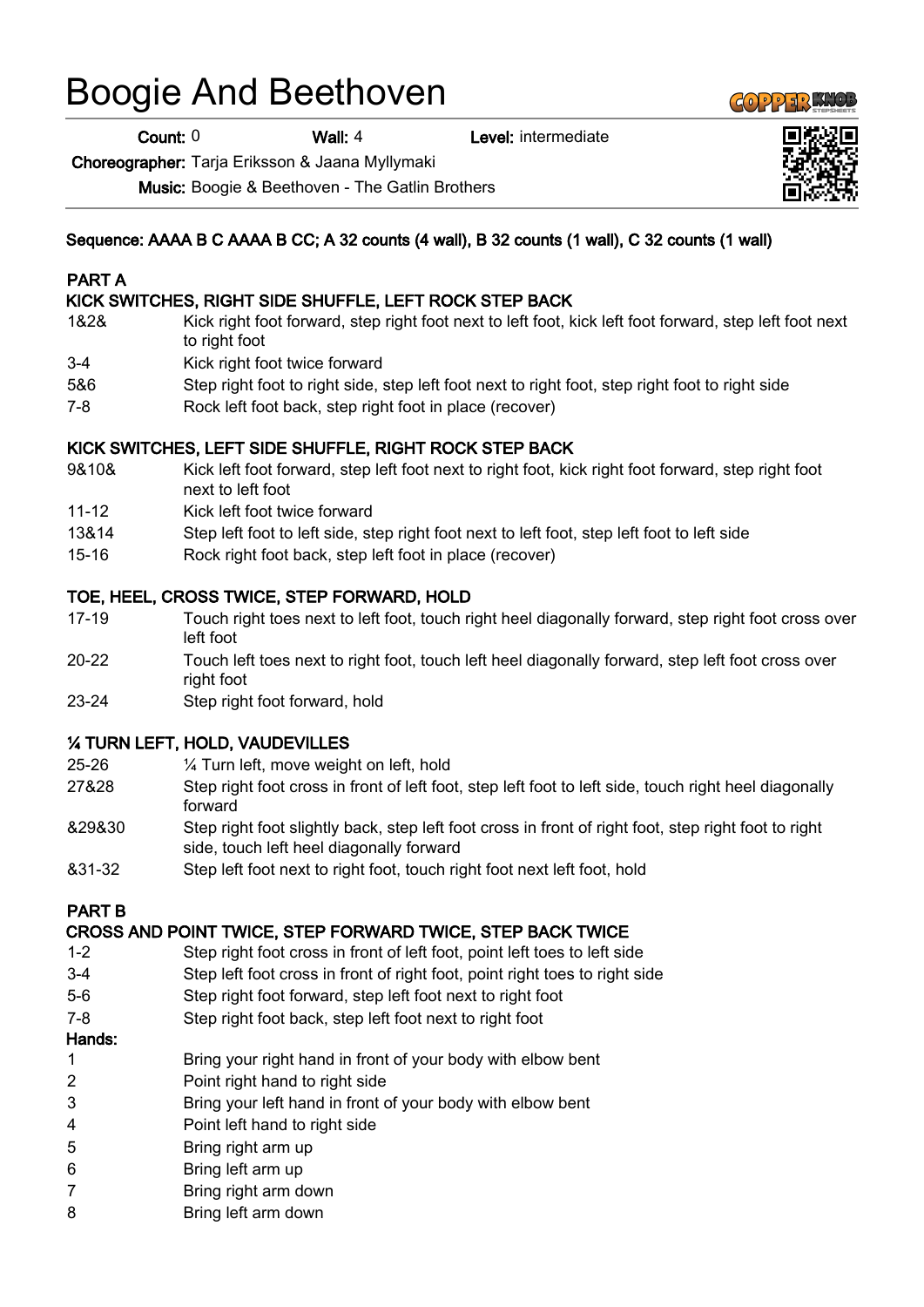# Boogie And Beethoven

**Count:** 0 **Wall:** 4 **Level:** intermediate

**Choreographer:** Tarja Eriksson & Jaana Myllymaki

**Music:** Boogie & Beethoven - The Gatlin Brothers

**Sequence: AAAA B C AAAA B CC; A 32 counts (4 wall), B 32 counts (1 wall), C 32 counts (1 wall)**

**PART A**

**KICK SWITCHES, RIGHT SIDE SHUFFLE, LEFT ROCK STEP BACK**

| | |
|---|---|
| 1&2& | Kick right foot forward, step right foot next to left foot, kick left foot forward, step left foot next to right foot |
| 3-4 | Kick right foot twice forward |
| 5&6 | Step right foot to right side, step left foot next to right foot, step right foot to right side |
| 7-8 | Rock left foot back, step right foot in place (recover) |

**KICK SWITCHES, LEFT SIDE SHUFFLE, RIGHT ROCK STEP BACK**

| | |
|---|---|
| 9&10& | Kick left foot forward, step left foot next to right foot, kick right foot forward, step right foot next to left foot |
| 11-12 | Kick left foot twice forward |
| 13&14 | Step left foot to left side, step right foot next to left foot, step left foot to left side |
| 15-16 | Rock right foot back, step left foot in place (recover) |

**TOE, HEEL, CROSS TWICE, STEP FORWARD, HOLD**

| | |
|---|---|
| 17-19 | Touch right toes next to left foot, touch right heel diagonally forward, step right foot cross over left foot |
| 20-22 | Touch left toes next to right foot, touch left heel diagonally forward, step left foot cross over right foot |
| 23-24 | Step right foot forward, hold |

**¼ TURN LEFT, HOLD, VAUDEVILLES**

| | |
|---|---|
| 25-26 | ¼ Turn left, move weight on left, hold |
| 27&28 | Step right foot cross in front of left foot, step left foot to left side, touch right heel diagonally forward |
| &29&30 | Step right foot slightly back, step left foot cross in front of right foot, step right foot to right side, touch left heel diagonally forward |
| &31-32 | Step left foot next to right foot, touch right foot next left foot, hold |

**PART B**

**CROSS AND POINT TWICE, STEP FORWARD TWICE, STEP BACK TWICE**

| | |
|---|---|
| 1-2 | Step right foot cross in front of left foot, point left toes to left side |
| 3-4 | Step left foot cross in front of right foot, point right toes to right side |
| 5-6 | Step right foot forward, step left foot next to right foot |
| 7-8 | Step right foot back, step left foot next to right foot |

**Hands:**

| | |
|---|---|
| 1 | Bring your right hand in front of your body with elbow bent |
| 2 | Point right hand to right side |
| 3 | Bring your left hand in front of your body with elbow bent |
| 4 | Point left hand to right side |
| 5 | Bring right arm up |
| 6 | Bring left arm up |
| 7 | Bring right arm down |
| 8 | Bring left arm down |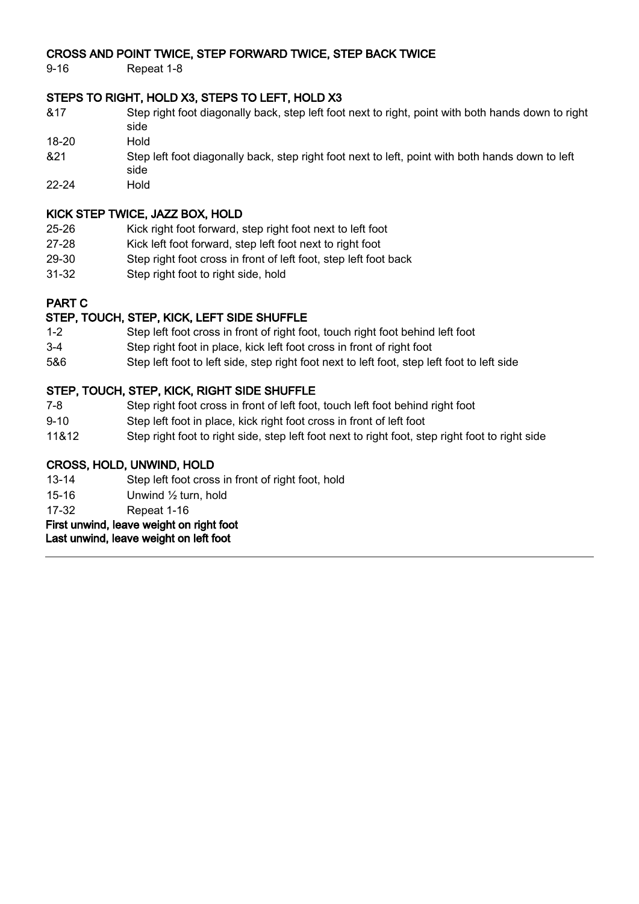### CROSS AND POINT TWICE, STEP FORWARD TWICE, STEP BACK TWICE

| | |
|---|---|
| 9-16 | Repeat 1-8 |

### STEPS TO RIGHT, HOLD X3, STEPS TO LEFT, HOLD X3

| | |
|---|---|
| &17 | Step right foot diagonally back, step left foot next to right, point with both hands down to right side |
| 18-20 | Hold |
| &21 | Step left foot diagonally back, step right foot next to left, point with both hands down to left side |
| 22-24 | Hold |

### KICK STEP TWICE, JAZZ BOX, HOLD

| | |
|---|---|
| 25-26 | Kick right foot forward, step right foot next to left foot |
| 27-28 | Kick left foot forward, step left foot next to right foot |
| 29-30 | Step right foot cross in front of left foot, step left foot back |
| 31-32 | Step right foot to right side, hold |

## PART C

### STEP, TOUCH, STEP, KICK, LEFT SIDE SHUFFLE

| | |
|---|---|
| 1-2 | Step left foot cross in front of right foot, touch right foot behind left foot |
| 3-4 | Step right foot in place, kick left foot cross in front of right foot |
| 5&6 | Step left foot to left side, step right foot next to left foot, step left foot to left side |

### STEP, TOUCH, STEP, KICK, RIGHT SIDE SHUFFLE

| | |
|---|---|
| 7-8 | Step right foot cross in front of left foot, touch left foot behind right foot |
| 9-10 | Step left foot in place, kick right foot cross in front of left foot |
| 11&12 | Step right foot to right side, step left foot next to right foot, step right foot to right side |

### CROSS, HOLD, UNWIND, HOLD

| | |
|---|---|
| 13-14 | Step left foot cross in front of right foot, hold |
| 15-16 | Unwind ½ turn, hold |
| 17-32 | Repeat 1-16 |

**First unwind, leave weight on right foot**
**Last unwind, leave weight on left foot**